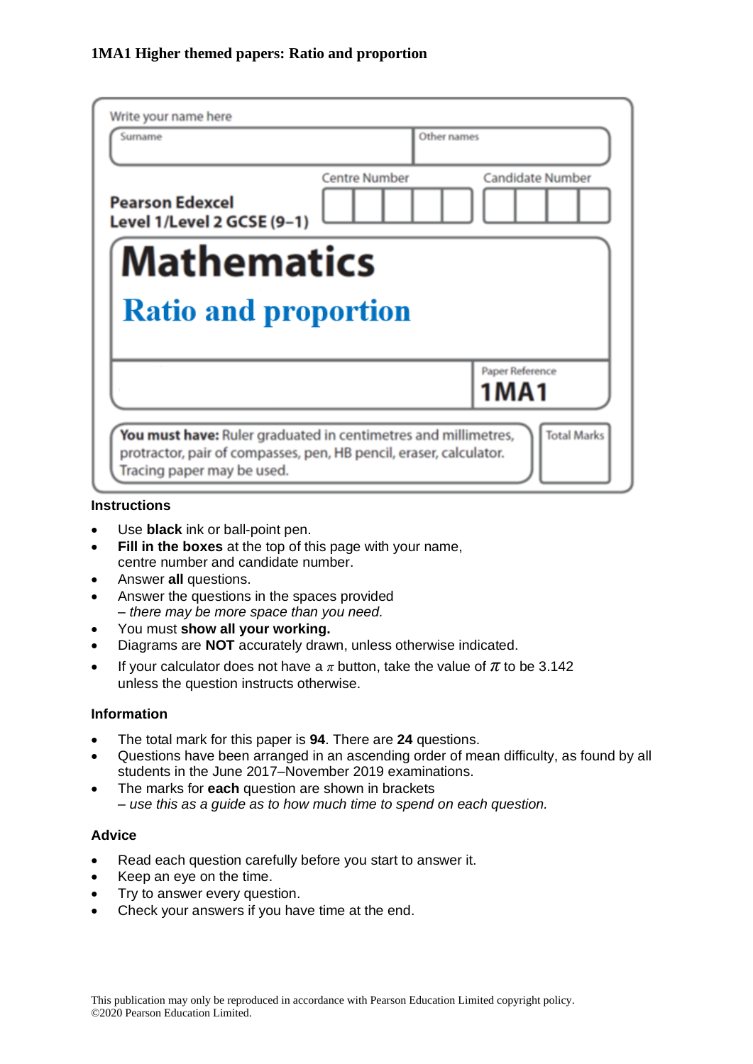**1MA1 Higher themed papers: Ratio and proportion**

Write your name here

| Surname | Other names |
|---|---|
| | |

**Pearson Edexcel Level 1/Level 2 GCSE (9–1)**

Centre Number | Candidate Number

# Mathematics

## Ratio and proportion

Paper Reference **1MA1**

**You must have:** Ruler graduated in centimetres and millimetres, protractor, pair of compasses, pen, HB pencil, eraser, calculator. Tracing paper may be used.

Total Marks

### Instructions

- Use **black** ink or ball-point pen.
- **Fill in the boxes** at the top of this page with your name, centre number and candidate number.
- Answer **all** questions.
- Answer the questions in the spaces provided – *there may be more space than you need.*
- You must **show all your working.**
- Diagrams are **NOT** accurately drawn, unless otherwise indicated.
- If your calculator does not have a $\pi$ button, take the value of $\pi$ to be 3.142 unless the question instructs otherwise.

### Information

- The total mark for this paper is **94**. There are **24** questions.
- Questions have been arranged in an ascending order of mean difficulty, as found by all students in the June 2017–November 2019 examinations.
- The marks for **each** question are shown in brackets – *use this as a guide as to how much time to spend on each question.*

### Advice

- Read each question carefully before you start to answer it.
- Keep an eye on the time.
- Try to answer every question.
- Check your answers if you have time at the end.

This publication may only be reproduced in accordance with Pearson Education Limited copyright policy.
©2020 Pearson Education Limited.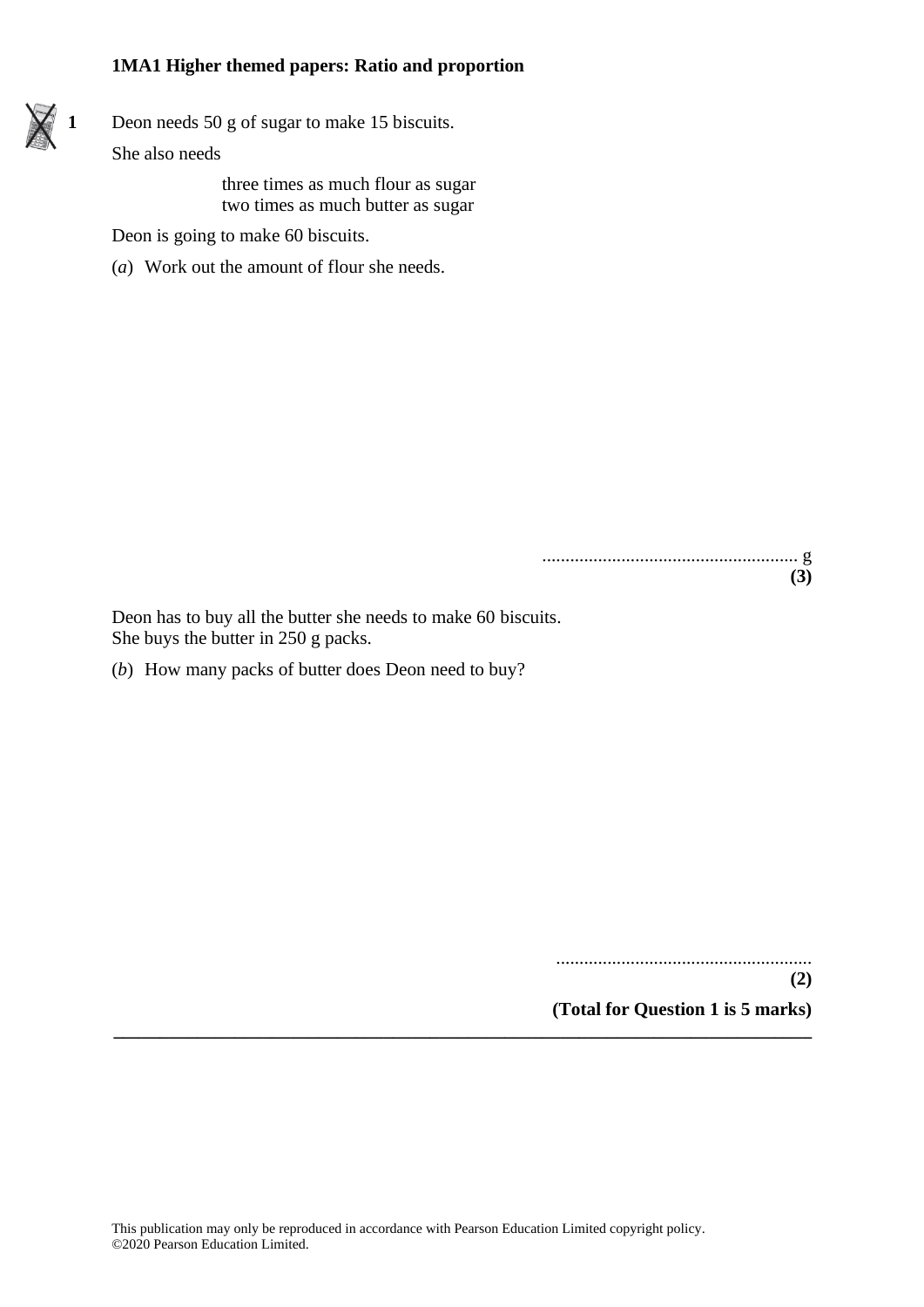**1MA1 Higher themed papers: Ratio and proportion**

**1** Deon needs 50 g of sugar to make 15 biscuits.

She also needs

three times as much flour as sugar
two times as much butter as sugar

Deon is going to make 60 biscuits.

(*a*) Work out the amount of flour she needs.

........................................................ g
**(3)**

Deon has to buy all the butter she needs to make 60 biscuits.
She buys the butter in 250 g packs.

(*b*) How many packs of butter does Deon need to buy?

........................................................
**(2)**

**(Total for Question 1 is 5 marks)**

This publication may only be reproduced in accordance with Pearson Education Limited copyright policy.
©2020 Pearson Education Limited.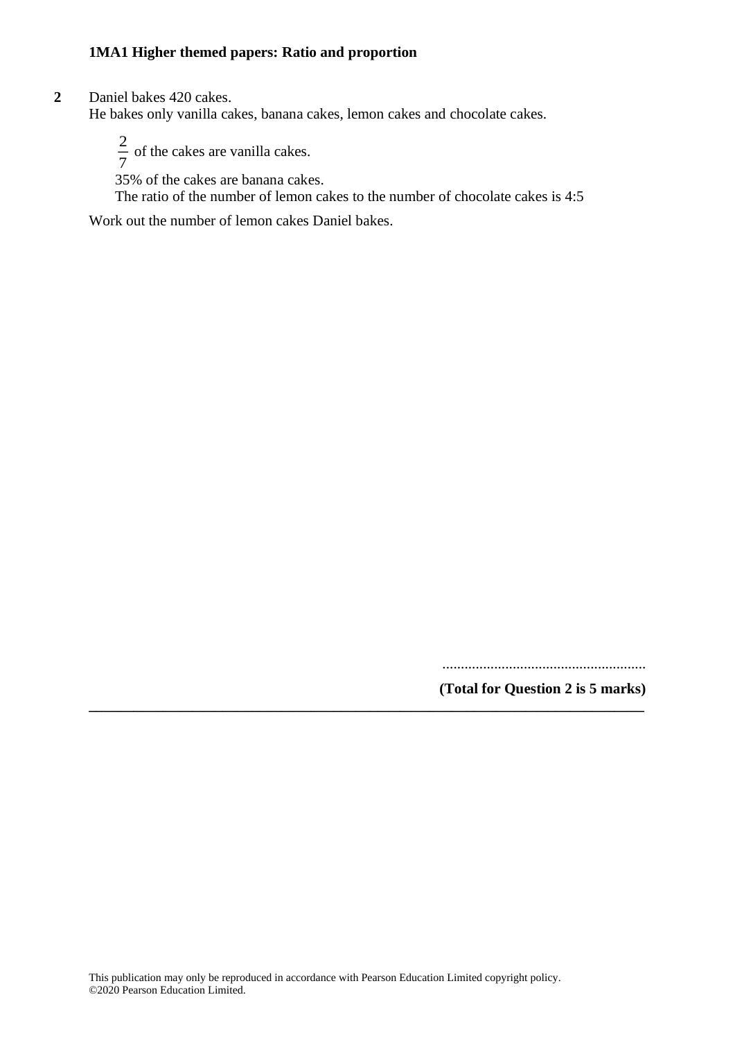**2** Daniel bakes 420 cakes.
He bakes only vanilla cakes, banana cakes, lemon cakes and chocolate cakes.

$\frac{2}{7}$ of the cakes are vanilla cakes.
35% of the cakes are banana cakes.
The ratio of the number of lemon cakes to the number of chocolate cakes is 4:5

Work out the number of lemon cakes Daniel bakes.

.......................................................

**(Total for Question 2 is 5 marks)**

---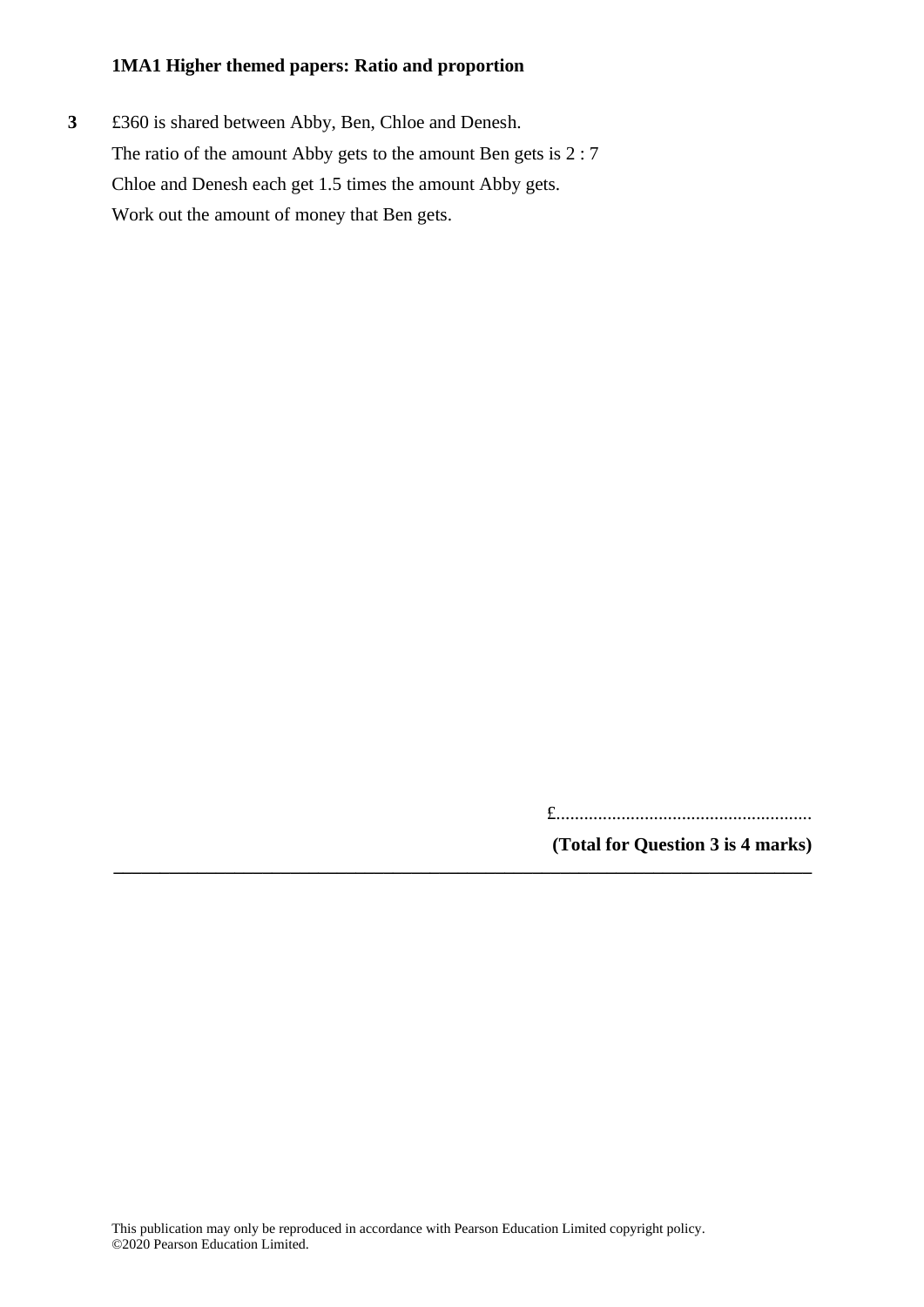**1MA1 Higher themed papers: Ratio and proportion**

**3** £360 is shared between Abby, Ben, Chloe and Denesh.

The ratio of the amount Abby gets to the amount Ben gets is 2 : 7

Chloe and Denesh each get 1.5 times the amount Abby gets.

Work out the amount of money that Ben gets.

£.......................................................

**(Total for Question 3 is 4 marks)**

---

This publication may only be reproduced in accordance with Pearson Education Limited copyright policy.
©2020 Pearson Education Limited.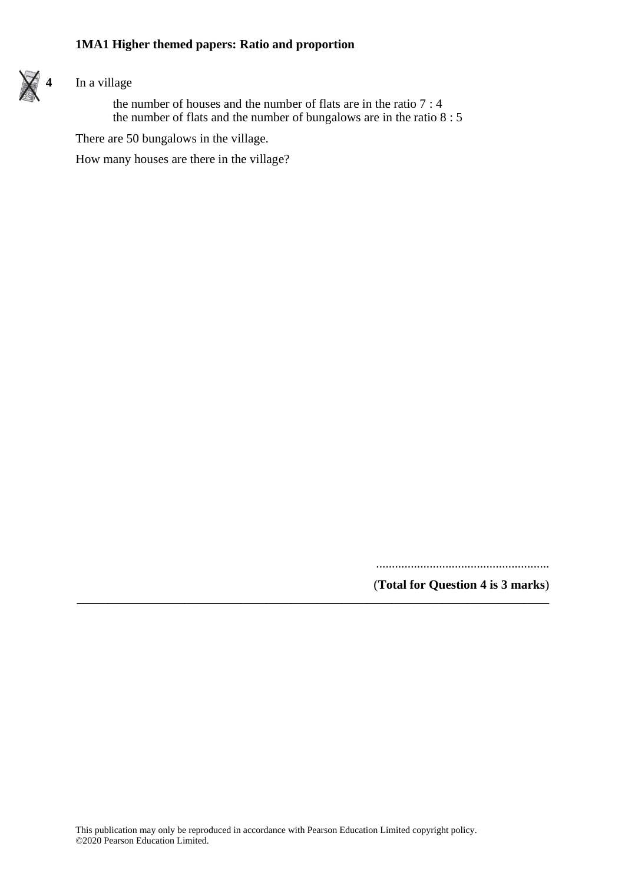**4** In a village

the number of houses and the number of flats are in the ratio 7 : 4
the number of flats and the number of bungalows are in the ratio 8 : 5

There are 50 bungalows in the village.

How many houses are there in the village?

.......................................................

(**Total for Question 4 is 3 marks**)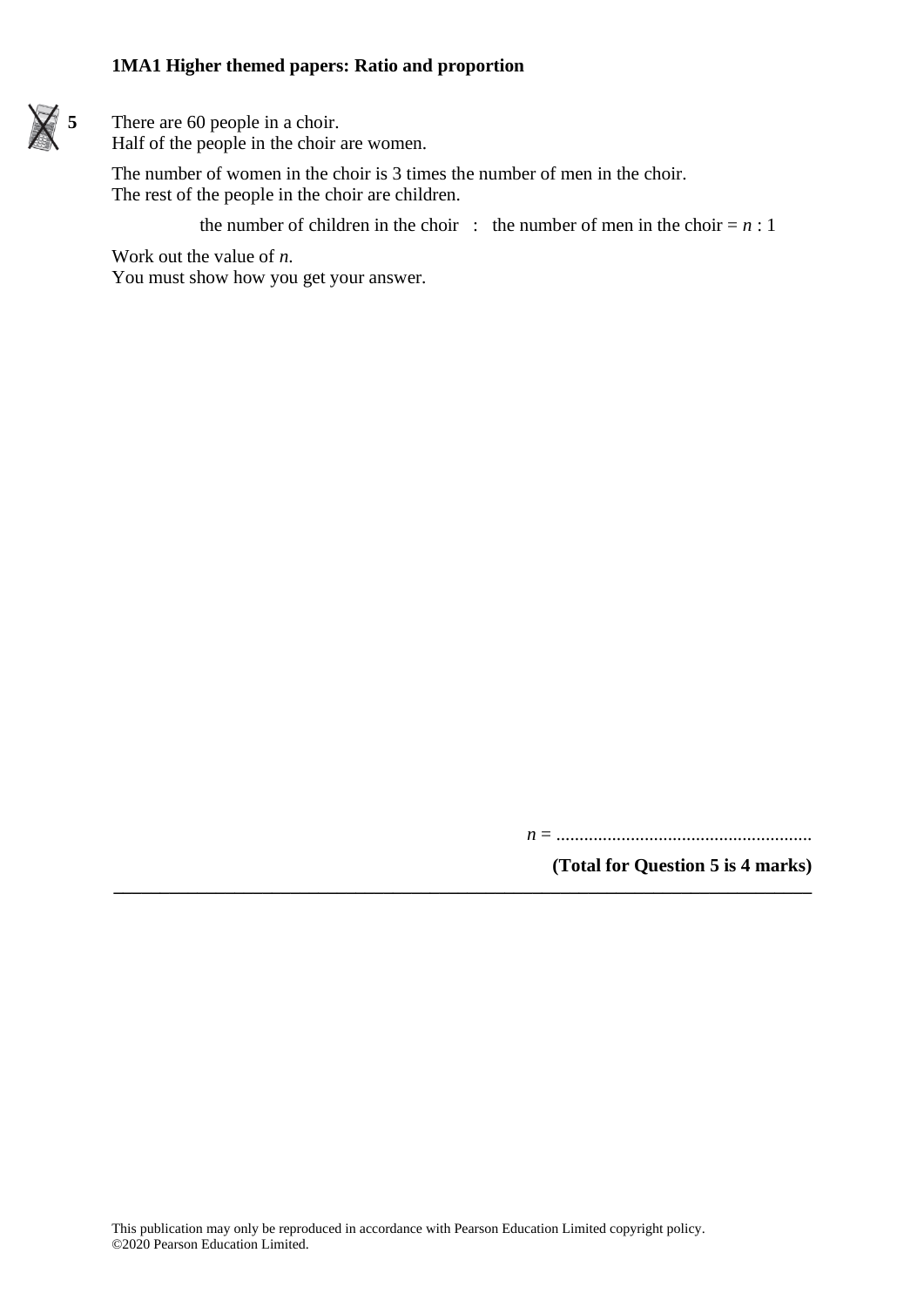**5** There are 60 people in a choir.
Half of the people in the choir are women.

The number of women in the choir is 3 times the number of men in the choir.
The rest of the people in the choir are children.

the number of children in the choir : the number of men in the choir = $n : 1$

Work out the value of $n$.
You must show how you get your answer.

$n$ = .......................................................

**(Total for Question 5 is 4 marks)**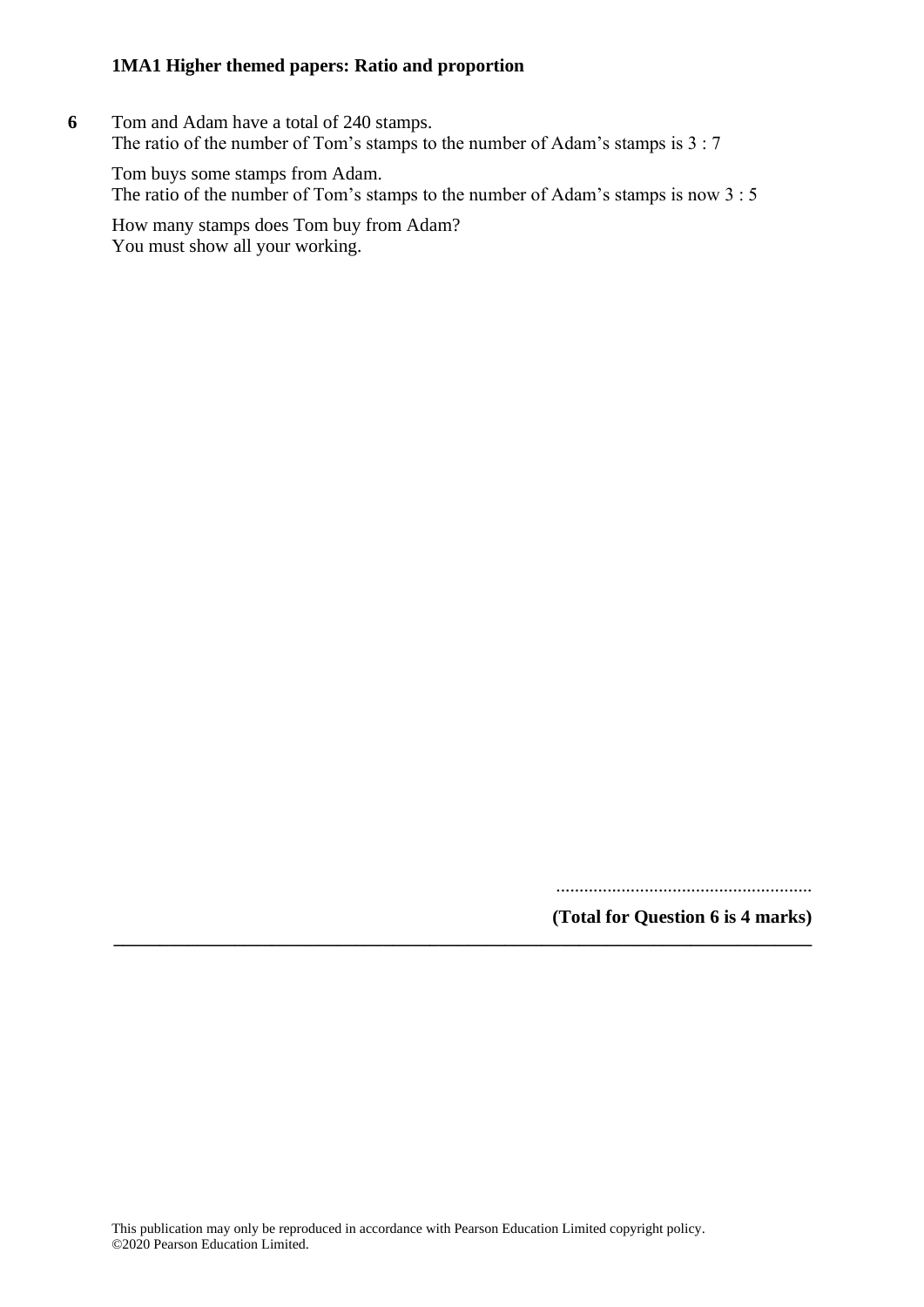**6** Tom and Adam have a total of 240 stamps.
The ratio of the number of Tom's stamps to the number of Adam's stamps is 3 : 7

Tom buys some stamps from Adam.
The ratio of the number of Tom's stamps to the number of Adam's stamps is now 3 : 5

How many stamps does Tom buy from Adam?
You must show all your working.

.......................................................

**(Total for Question 6 is 4 marks)**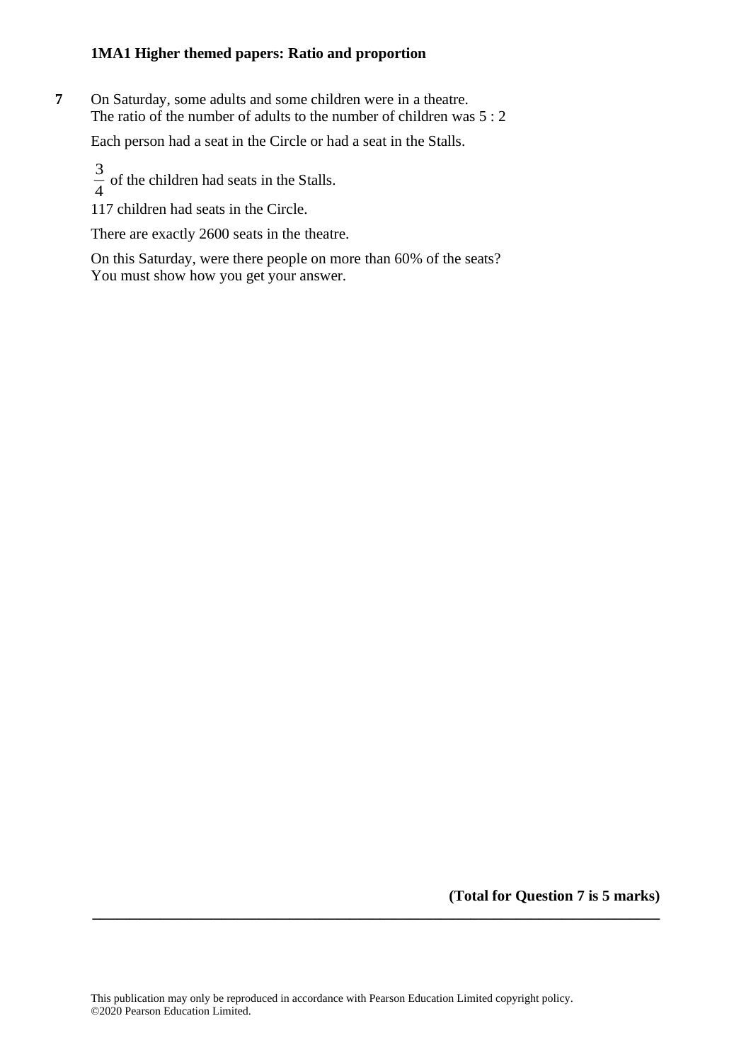**7** On Saturday, some adults and some children were in a theatre.
The ratio of the number of adults to the number of children was 5 : 2

Each person had a seat in the Circle or had a seat in the Stalls.

$\frac{3}{4}$ of the children had seats in the Stalls.

117 children had seats in the Circle.

There are exactly 2600 seats in the theatre.

On this Saturday, were there people on more than 60% of the seats?
You must show how you get your answer.

**(Total for Question 7 is 5 marks)**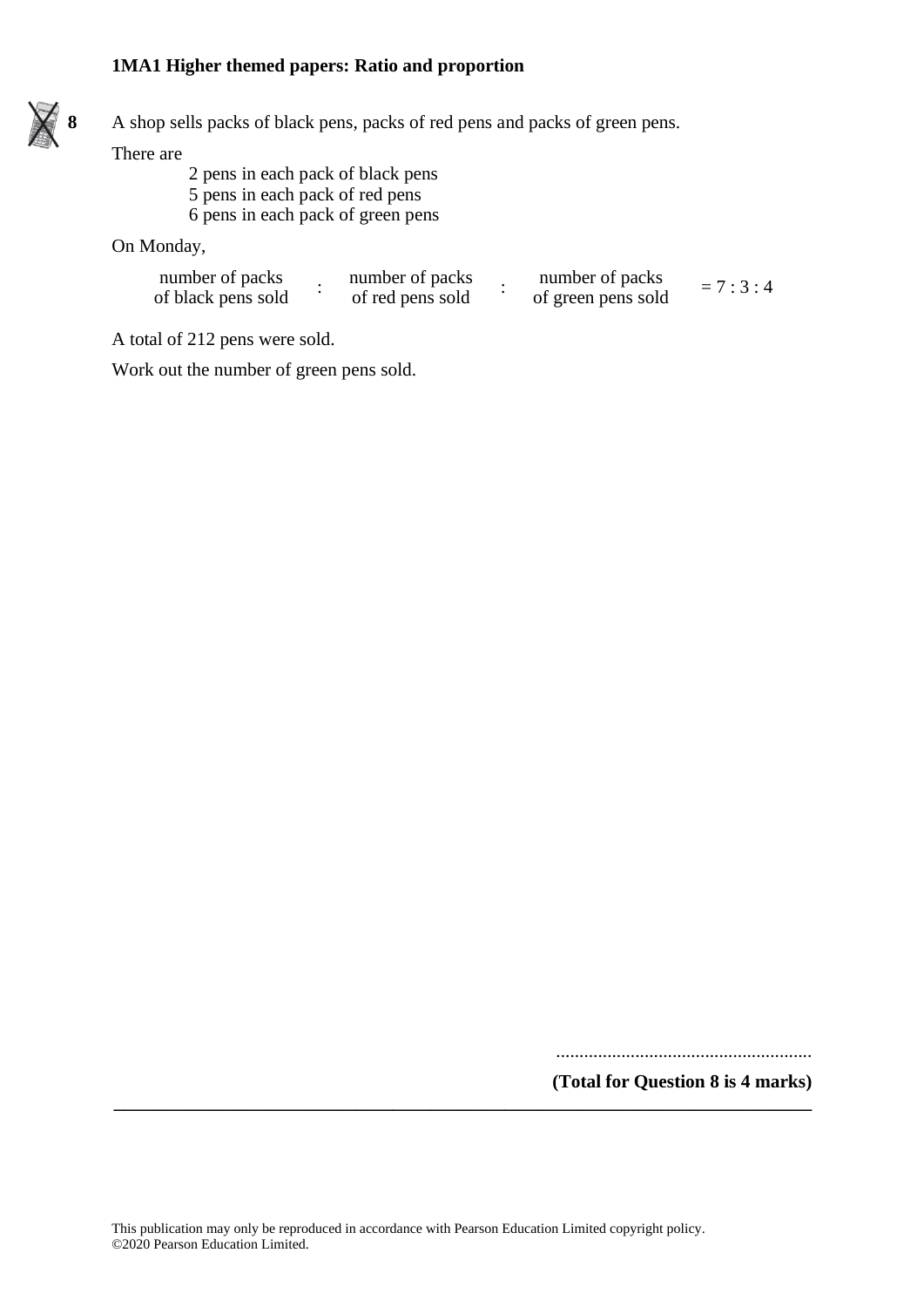**8** A shop sells packs of black pens, packs of red pens and packs of green pens.

There are

- 2 pens in each pack of black pens
- 5 pens in each pack of red pens
- 6 pens in each pack of green pens

On Monday,

$$\frac{\text{number of packs}}{\text{of black pens sold}} : \frac{\text{number of packs}}{\text{of red pens sold}} : \frac{\text{number of packs}}{\text{of green pens sold}} = 7 : 3 : 4$$

A total of 212 pens were sold.

Work out the number of green pens sold.

......................................................

**(Total for Question 8 is 4 marks)**

This publication may only be reproduced in accordance with Pearson Education Limited copyright policy.
©2020 Pearson Education Limited.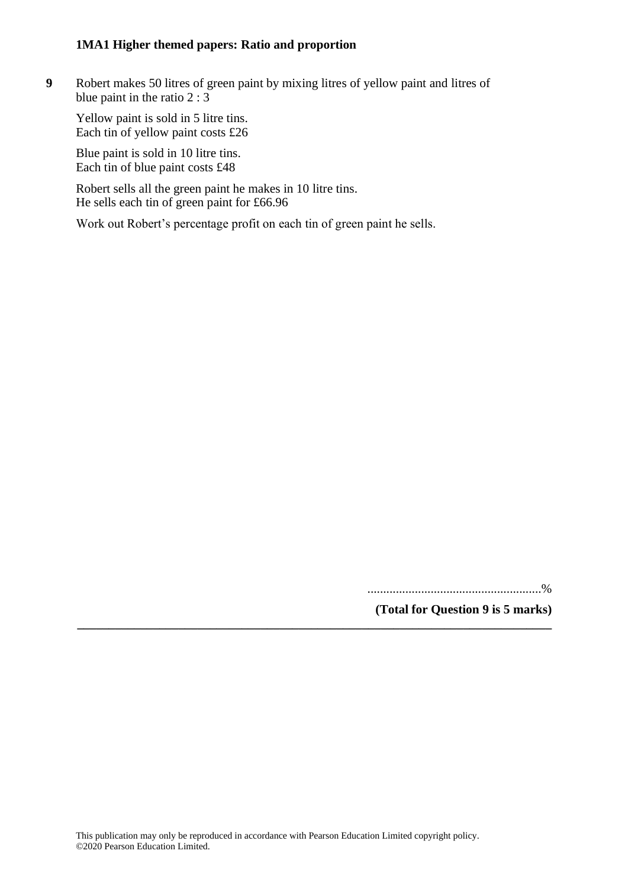**9** Robert makes 50 litres of green paint by mixing litres of yellow paint and litres of blue paint in the ratio 2 : 3

Yellow paint is sold in 5 litre tins.
Each tin of yellow paint costs £26

Blue paint is sold in 10 litre tins.
Each tin of blue paint costs £48

Robert sells all the green paint he makes in 10 litre tins.
He sells each tin of green paint for £66.96

Work out Robert's percentage profit on each tin of green paint he sells.

.......................................................%

**(Total for Question 9 is 5 marks)**

---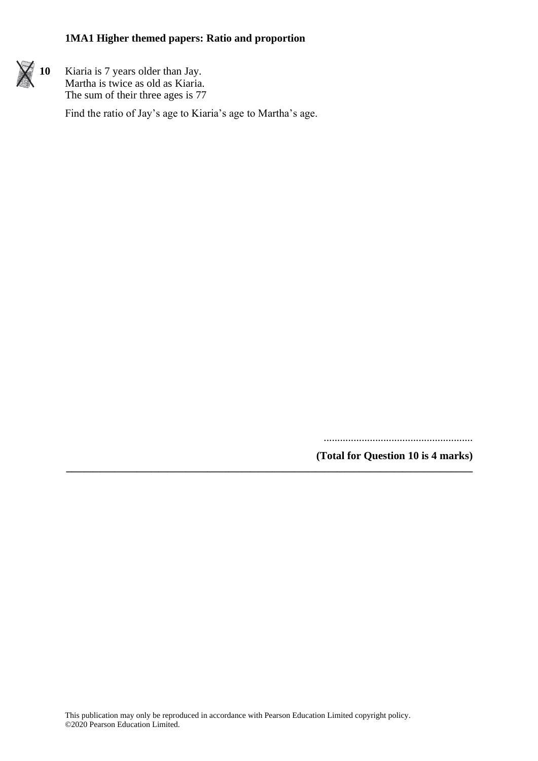**10** Kiaria is 7 years older than Jay.
Martha is twice as old as Kiaria.
The sum of their three ages is 77

Find the ratio of Jay's age to Kiaria's age to Martha's age.

.......................................................

**(Total for Question 10 is 4 marks)**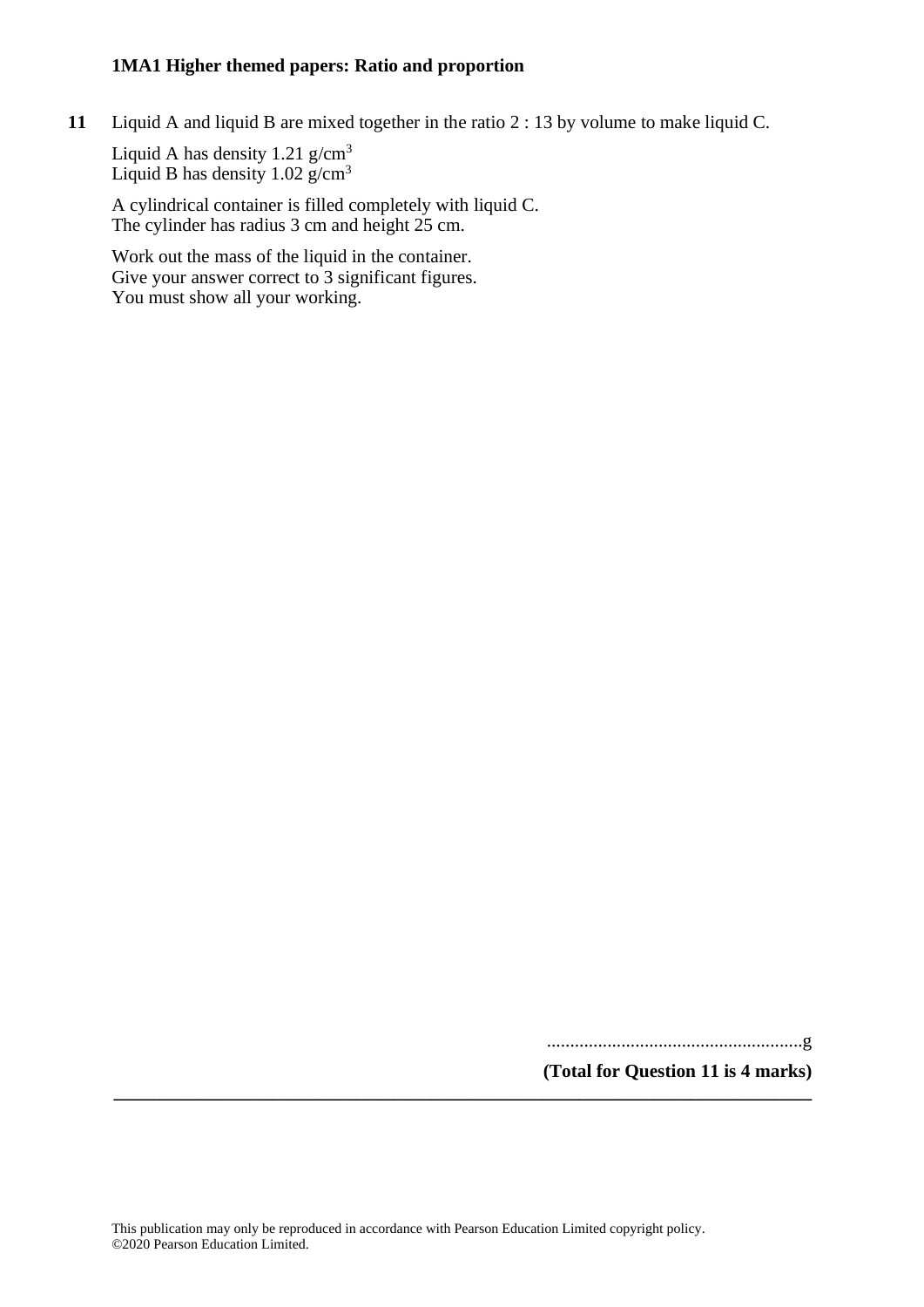**11** Liquid A and liquid B are mixed together in the ratio 2 : 13 by volume to make liquid C.

Liquid A has density 1.21 g/cm$^3$
Liquid B has density 1.02 g/cm$^3$

A cylindrical container is filled completely with liquid C.
The cylinder has radius 3 cm and height 25 cm.

Work out the mass of the liquid in the container.
Give your answer correct to 3 significant figures.
You must show all your working.

.......................................................g

**(Total for Question 11 is 4 marks)**

---

This publication may only be reproduced in accordance with Pearson Education Limited copyright policy.
©2020 Pearson Education Limited.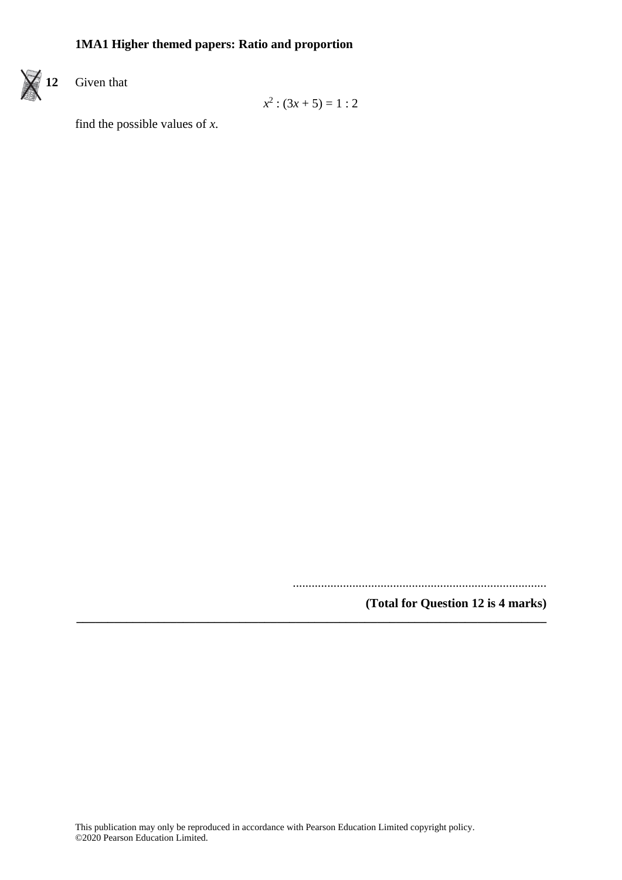**12** Given that

$$x^2 : (3x + 5) = 1 : 2$$

find the possible values of $x$.

..........................................................................

**(Total for Question 12 is 4 marks)**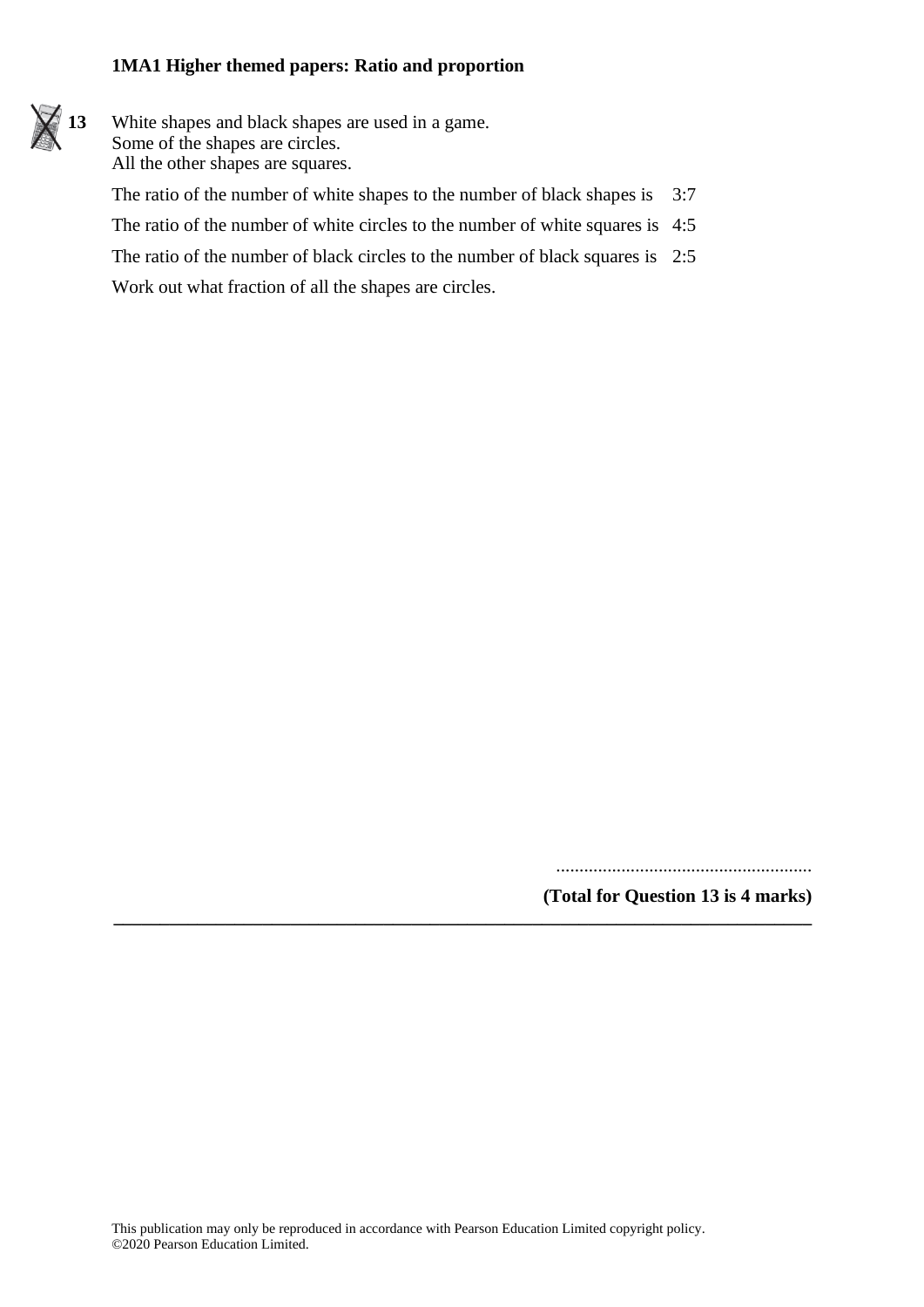**13** White shapes and black shapes are used in a game.
Some of the shapes are circles.
All the other shapes are squares.

The ratio of the number of white shapes to the number of black shapes is 3:7

The ratio of the number of white circles to the number of white squares is 4:5

The ratio of the number of black circles to the number of black squares is 2:5

Work out what fraction of all the shapes are circles.

.......................................................

**(Total for Question 13 is 4 marks)**

---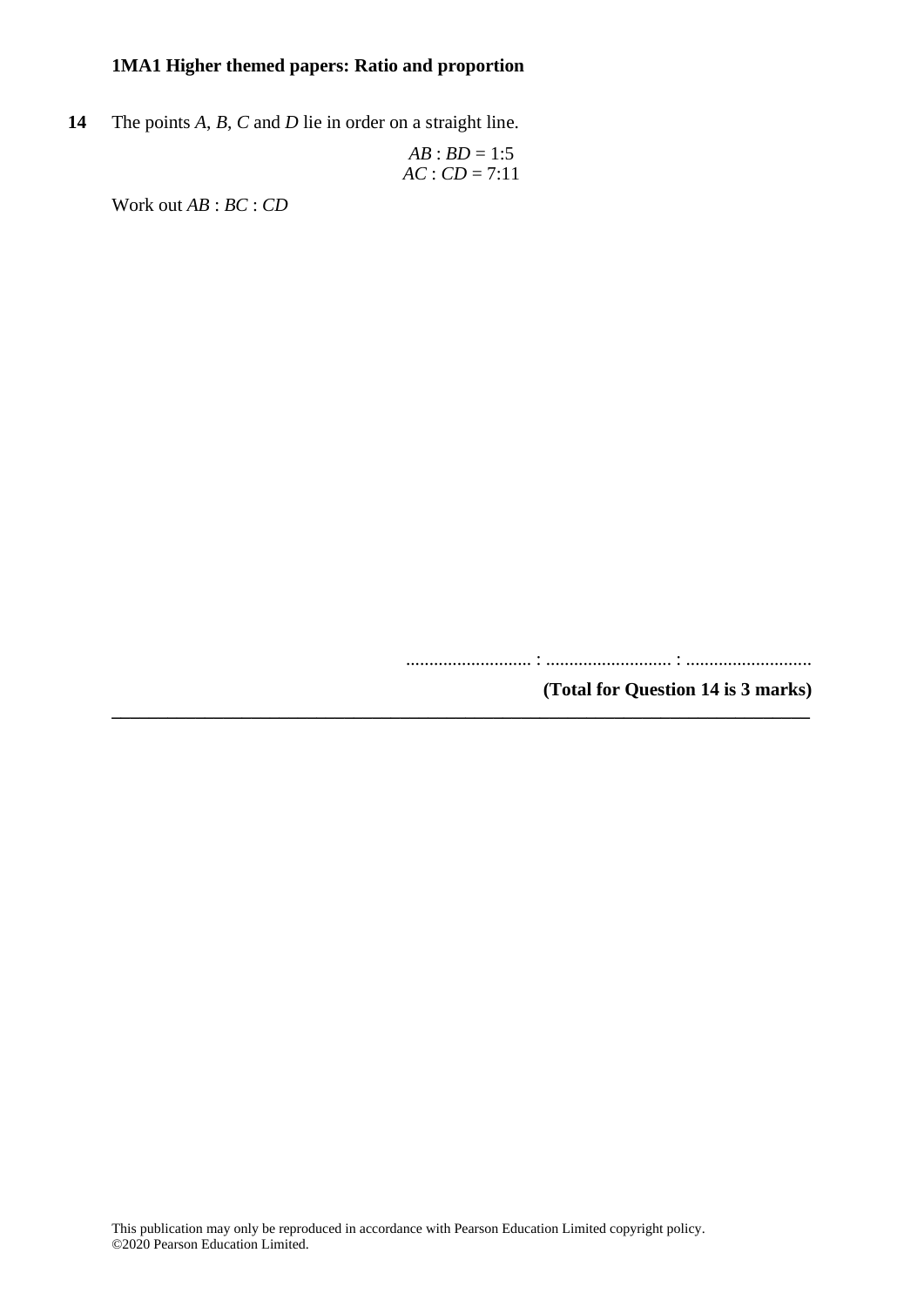**14** The points $A$, $B$, $C$ and $D$ lie in order on a straight line.

$$AB : BD = 1:5$$
$$AC : CD = 7:11$$

Work out $AB : BC : CD$

.......................... : .......................... : ..........................

**(Total for Question 14 is 3 marks)**

---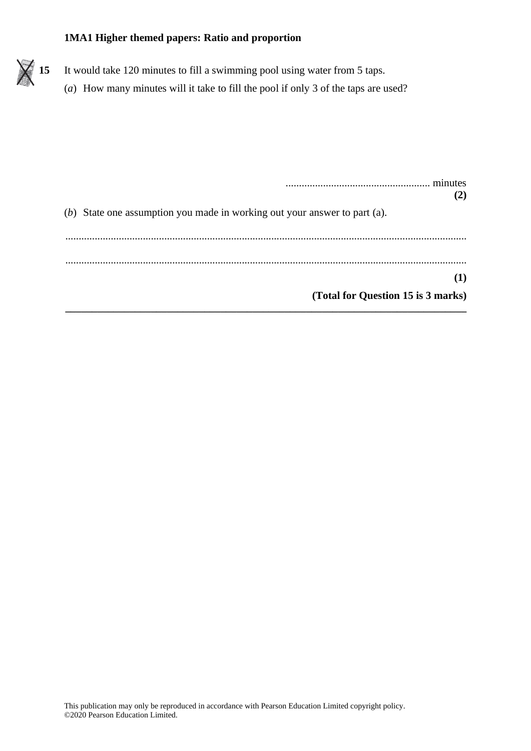**15** It would take 120 minutes to fill a swimming pool using water from 5 taps.

(*a*) How many minutes will it take to fill the pool if only 3 of the taps are used?

...................................................... minutes
**(2)**

(*b*) State one assumption you made in working out your answer to part (a).

......................................................................................................................................................

......................................................................................................................................................
**(1)**

**(Total for Question 15 is 3 marks)**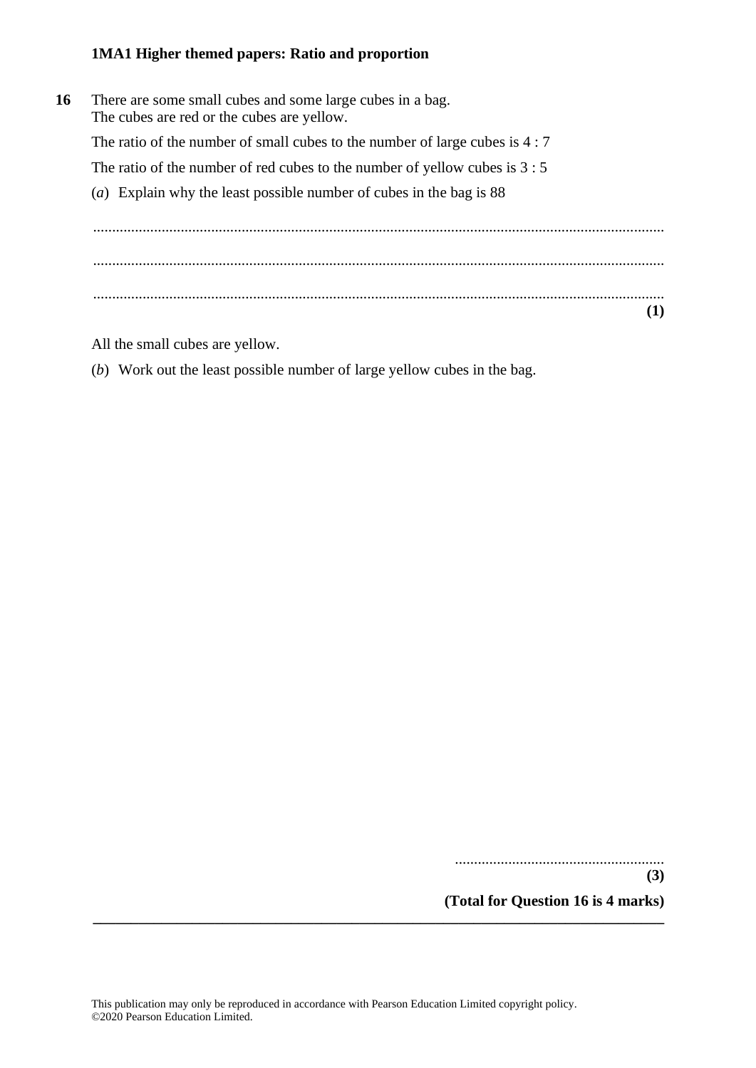**16** There are some small cubes and some large cubes in a bag.
The cubes are red or the cubes are yellow.

The ratio of the number of small cubes to the number of large cubes is 4 : 7

The ratio of the number of red cubes to the number of yellow cubes is 3 : 5

(*a*) Explain why the least possible number of cubes in the bag is 88

.......................................................................................................................................

.......................................................................................................................................

.......................................................................................................................................

**(1)**

All the small cubes are yellow.

(*b*) Work out the least possible number of large yellow cubes in the bag.

.......................................................

**(3)**

**(Total for Question 16 is 4 marks)**

This publication may only be reproduced in accordance with Pearson Education Limited copyright policy.
©2020 Pearson Education Limited.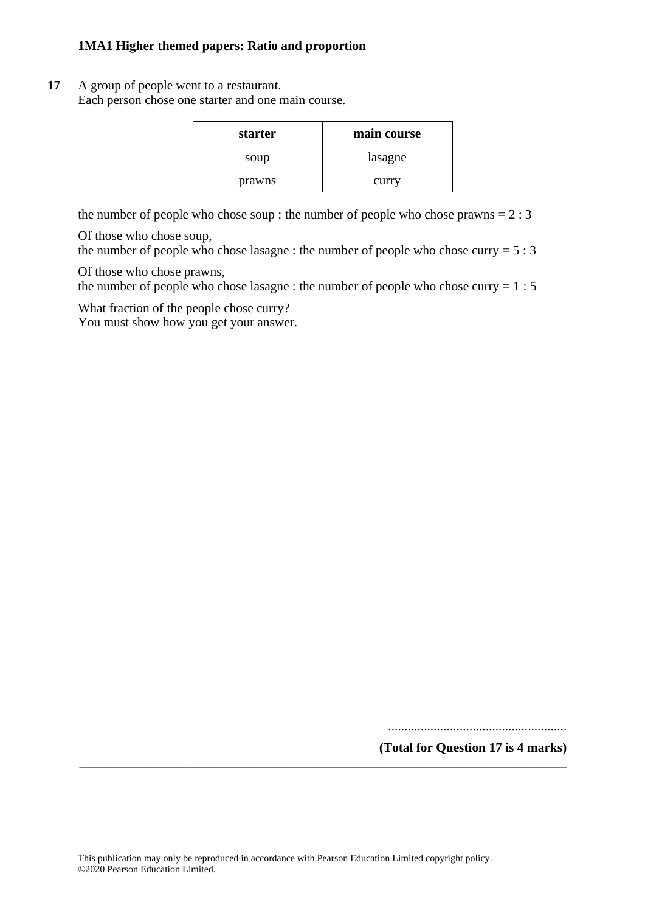**17** A group of people went to a restaurant.
Each person chose one starter and one main course.

| **starter** | **main course** |
|---|---|
| soup | lasagne |
| prawns | curry |

the number of people who chose soup : the number of people who chose prawns = 2 : 3

Of those who chose soup,
the number of people who chose lasagne : the number of people who chose curry = 5 : 3

Of those who chose prawns,
the number of people who chose lasagne : the number of people who chose curry = 1 : 5

What fraction of the people chose curry?
You must show how you get your answer.

.......................................................

**(Total for Question 17 is 4 marks)**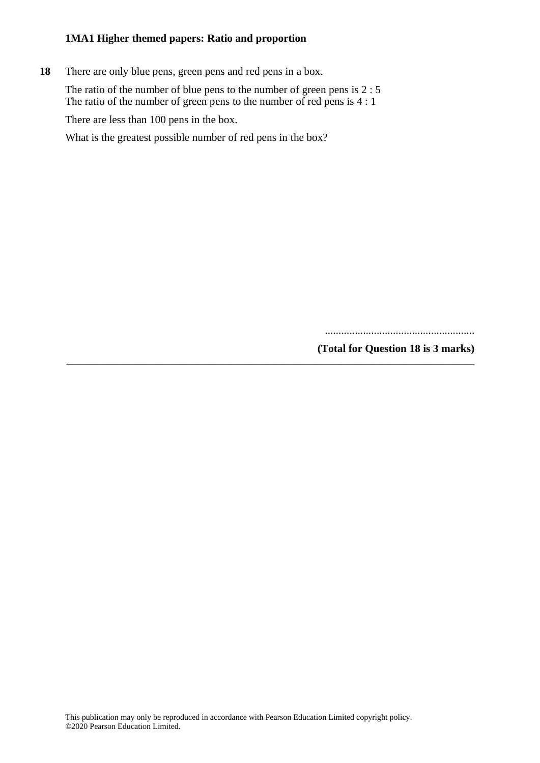**18** There are only blue pens, green pens and red pens in a box.

The ratio of the number of blue pens to the number of green pens is 2 : 5
The ratio of the number of green pens to the number of red pens is 4 : 1

There are less than 100 pens in the box.

What is the greatest possible number of red pens in the box?

.......................................................

**(Total for Question 18 is 3 marks)**

---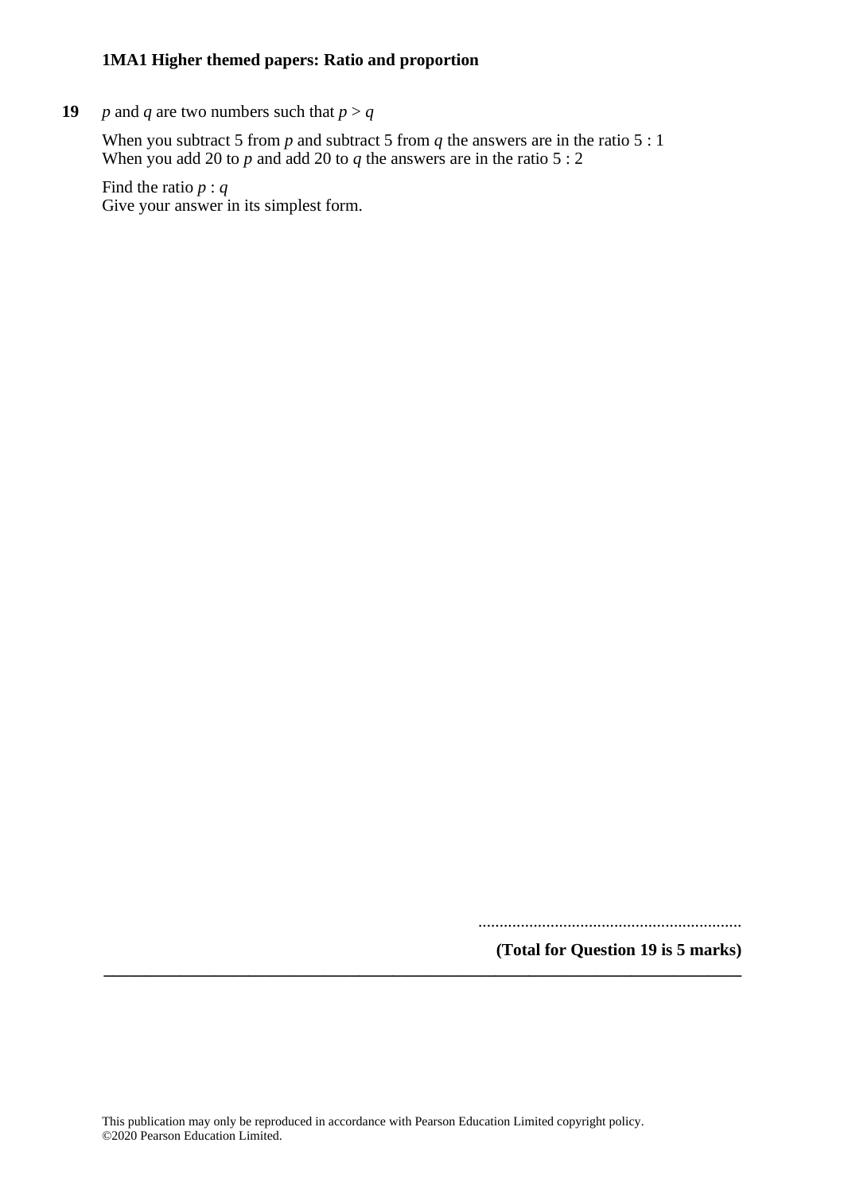**19** $p$ and $q$ are two numbers such that $p > q$

When you subtract 5 from $p$ and subtract 5 from $q$ the answers are in the ratio 5 : 1
When you add 20 to $p$ and add 20 to $q$ the answers are in the ratio 5 : 2

Find the ratio $p : q$
Give your answer in its simplest form.

..............................................................

**(Total for Question 19 is 5 marks)**

---

This publication may only be reproduced in accordance with Pearson Education Limited copyright policy.
©2020 Pearson Education Limited.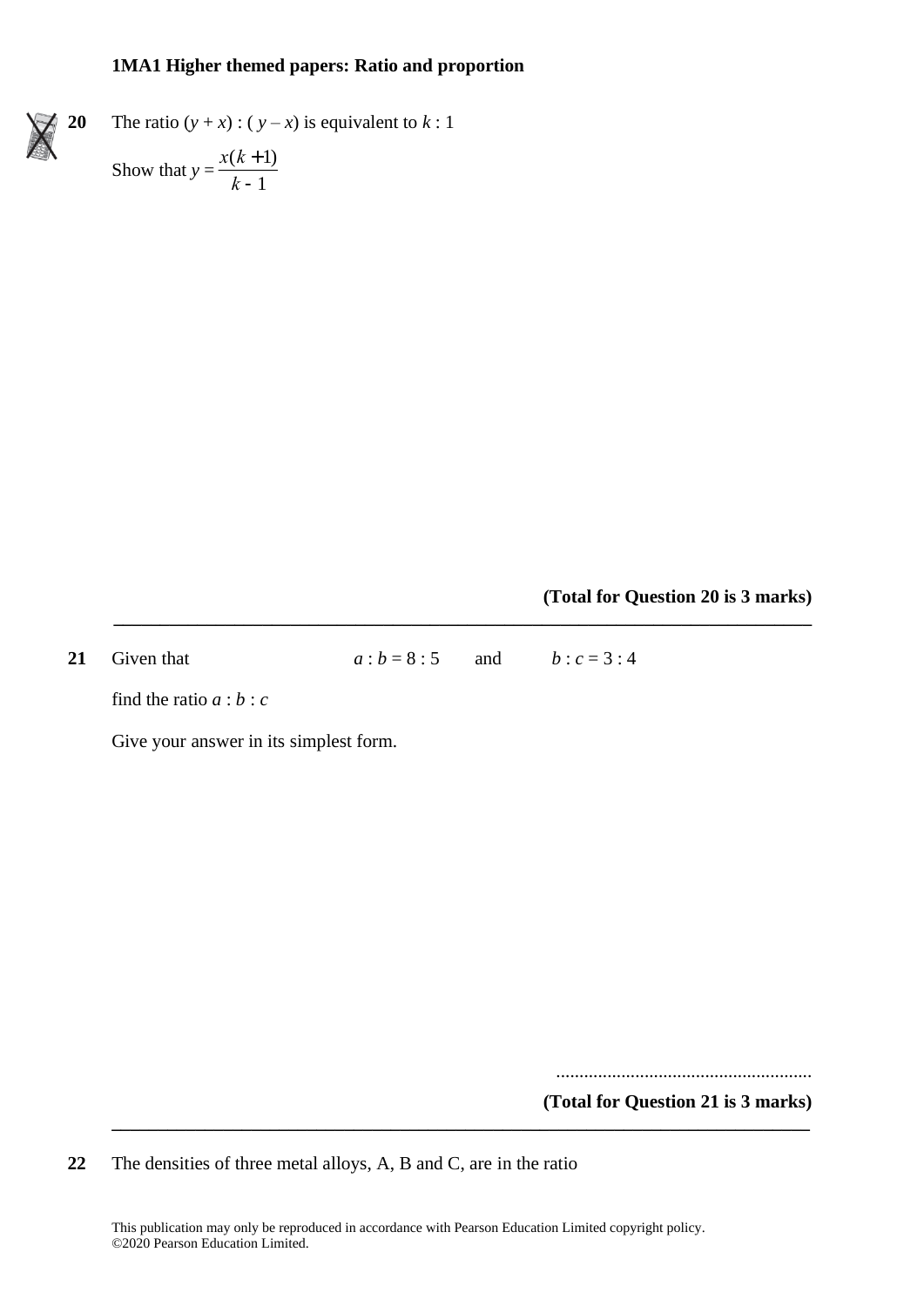**1MA1 Higher themed papers: Ratio and proportion**

**20** The ratio $(y + x) : (y – x)$ is equivalent to $k : 1$

Show that $y = \dfrac{x(k+1)}{k-1}$

**(Total for Question 20 is 3 marks)**

---

**21** Given that $a : b = 8 : 5$ and $b : c = 3 : 4$

find the ratio $a : b : c$

Give your answer in its simplest form.

.......................................................

**(Total for Question 21 is 3 marks)**

---

**22** The densities of three metal alloys, A, B and C, are in the ratio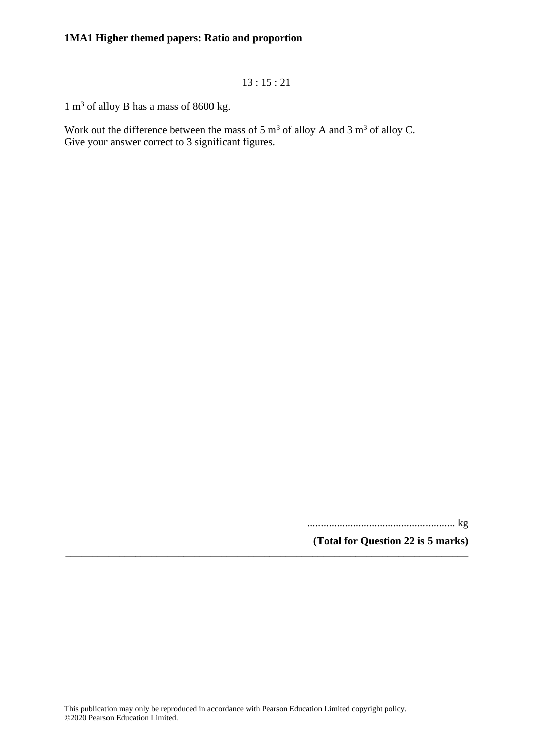13 : 15 : 21

1 m$^3$ of alloy B has a mass of 8600 kg.

Work out the difference between the mass of 5 m$^3$ of alloy A and 3 m$^3$ of alloy C.
Give your answer correct to 3 significant figures.

....................................................... kg

**(Total for Question 22 is 5 marks)**

---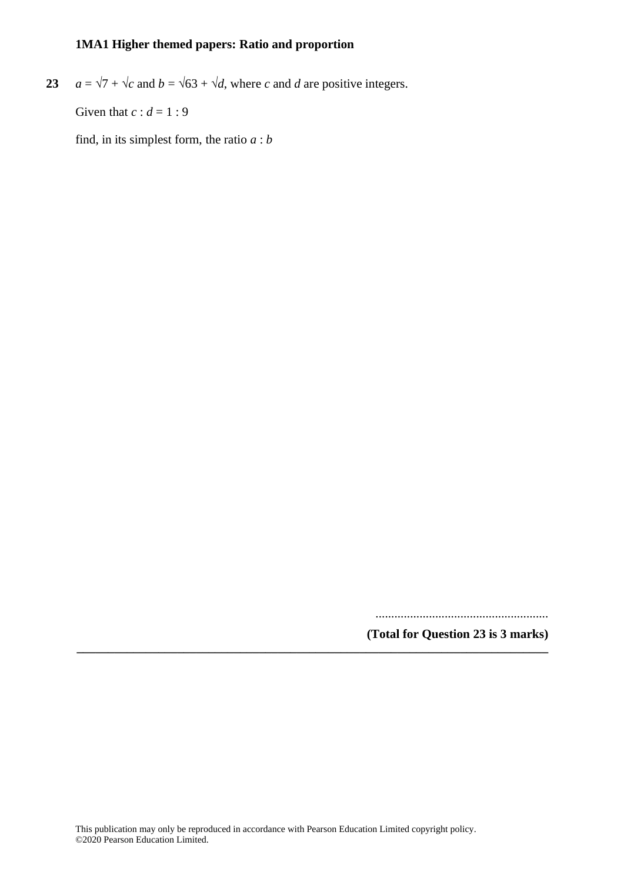**23** $a = \sqrt{7} + \sqrt{c}$ and $b = \sqrt{63} + \sqrt{d}$, where $c$ and $d$ are positive integers.

Given that $c : d = 1 : 9$

find, in its simplest form, the ratio $a : b$

.......................................................

**(Total for Question 23 is 3 marks)**

---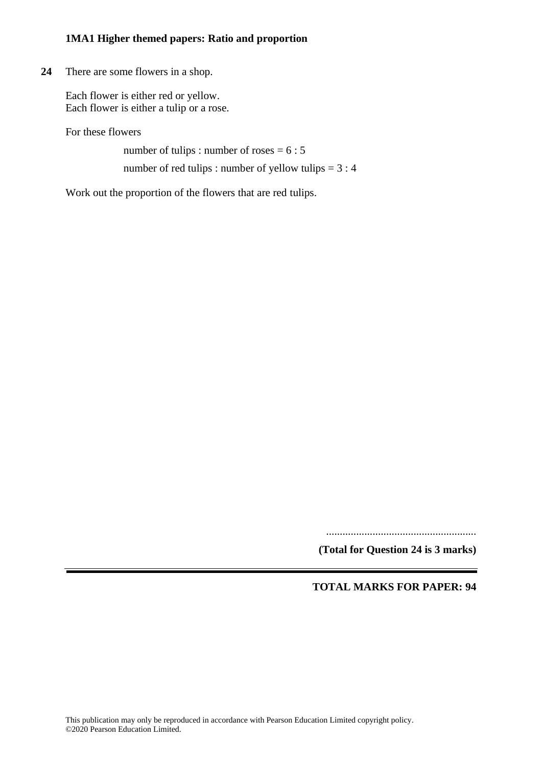**24** There are some flowers in a shop.

Each flower is either red or yellow.
Each flower is either a tulip or a rose.

For these flowers

number of tulips : number of roses = 6 : 5

number of red tulips : number of yellow tulips = 3 : 4

Work out the proportion of the flowers that are red tulips.

.......................................................

**(Total for Question 24 is 3 marks)**

**TOTAL MARKS FOR PAPER: 94**